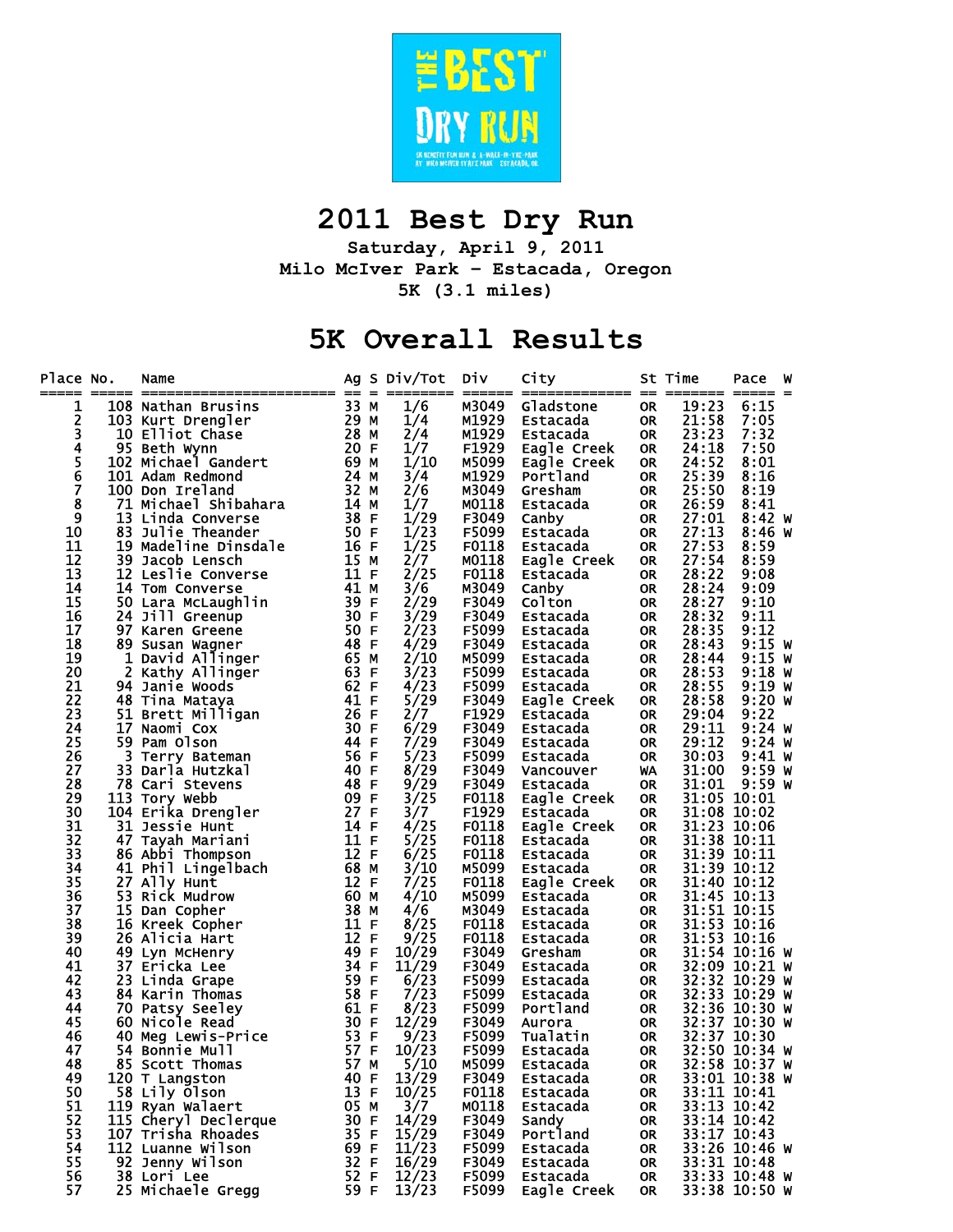# 2011 Best Dry Run

**Saturday, April 9, 2011**
**Milo McIver Park - Estacada, Oregon**
**5K (3.1 miles)**

## 5K Overall Results

| Place | No. | Name | Ag | S | Div/Tot | Div | City | St | Time | Pace | W |
|---|---|---|---|---|---|---|---|---|---|---|---|
| 1 | 108 | Nathan Brusins | 33 | M | 1/6 | M3049 | Gladstone | OR | 19:23 | 6:15 | |
| 2 | 103 | Kurt Drengler | 29 | M | 1/4 | M1929 | Estacada | OR | 21:58 | 7:05 | |
| 3 | 10 | Elliot Chase | 28 | M | 2/4 | M1929 | Estacada | OR | 23:23 | 7:32 | |
| 4 | 95 | Beth Wynn | 20 | F | 1/7 | F1929 | Eagle Creek | OR | 24:18 | 7:50 | |
| 5 | 102 | Michael Gandert | 69 | M | 1/10 | M5099 | Eagle Creek | OR | 24:52 | 8:01 | |
| 6 | 101 | Adam Redmond | 24 | M | 3/4 | M1929 | Portland | OR | 25:39 | 8:16 | |
| 7 | 100 | Don Ireland | 32 | M | 2/6 | M3049 | Gresham | OR | 25:50 | 8:19 | |
| 8 | 71 | Michael Shibahara | 14 | M | 1/7 | M0118 | Estacada | OR | 26:59 | 8:41 | |
| 9 | 13 | Linda Converse | 38 | F | 1/29 | F3049 | Canby | OR | 27:01 | 8:42 | W |
| 10 | 83 | Julie Theander | 50 | F | 1/23 | F5099 | Estacada | OR | 27:13 | 8:46 | W |
| 11 | 19 | Madeline Dinsdale | 16 | F | 1/25 | F0118 | Estacada | OR | 27:53 | 8:59 | |
| 12 | 39 | Jacob Lensch | 15 | M | 2/7 | M0118 | Eagle Creek | OR | 27:54 | 8:59 | |
| 13 | 12 | Leslie Converse | 11 | F | 2/25 | F0118 | Estacada | OR | 28:22 | 9:08 | |
| 14 | 14 | Tom Converse | 41 | M | 3/6 | M3049 | Canby | OR | 28:24 | 9:09 | |
| 15 | 50 | Lara McLaughlin | 39 | F | 2/29 | F3049 | Colton | OR | 28:27 | 9:10 | |
| 16 | 24 | Jill Greenup | 30 | F | 3/29 | F3049 | Estacada | OR | 28:32 | 9:11 | |
| 17 | 97 | Karen Greene | 50 | F | 2/23 | F5099 | Estacada | OR | 28:35 | 9:12 | |
| 18 | 89 | Susan Wagner | 48 | F | 4/29 | F3049 | Estacada | OR | 28:43 | 9:15 | W |
| 19 | 1 | David Allinger | 65 | M | 2/10 | M5099 | Estacada | OR | 28:44 | 9:15 | W |
| 20 | 2 | Kathy Allinger | 63 | F | 3/23 | F5099 | Estacada | OR | 28:53 | 9:18 | W |
| 21 | 94 | Janie Woods | 62 | F | 4/23 | F5099 | Estacada | OR | 28:55 | 9:19 | W |
| 22 | 48 | Tina Mataya | 41 | F | 5/29 | F3049 | Eagle Creek | OR | 28:58 | 9:20 | W |
| 23 | 51 | Brett Milligan | 26 | F | 2/7 | F1929 | Estacada | OR | 29:04 | 9:22 | |
| 24 | 17 | Naomi Cox | 30 | F | 6/29 | F3049 | Estacada | OR | 29:11 | 9:24 | W |
| 25 | 59 | Pam Olson | 44 | F | 7/29 | F3049 | Estacada | OR | 29:12 | 9:24 | W |
| 26 | 3 | Terry Bateman | 56 | F | 5/23 | F5099 | Estacada | OR | 30:03 | 9:41 | W |
| 27 | 33 | Darla Hutzkal | 40 | F | 8/29 | F3049 | Vancouver | WA | 31:00 | 9:59 | W |
| 28 | 78 | Cari Stevens | 48 | F | 9/29 | F3049 | Estacada | OR | 31:01 | 9:59 | W |
| 29 | 113 | Tory Webb | 09 | F | 3/25 | F0118 | Eagle Creek | OR | 31:05 | 10:01 | |
| 30 | 104 | Erika Drengler | 27 | F | 3/7 | F1929 | Estacada | OR | 31:08 | 10:02 | |
| 31 | 31 | Jessie Hunt | 14 | F | 4/25 | F0118 | Eagle Creek | OR | 31:23 | 10:06 | |
| 32 | 47 | Tayah Mariani | 11 | F | 5/25 | F0118 | Estacada | OR | 31:38 | 10:11 | |
| 33 | 86 | Abbi Thompson | 12 | F | 6/25 | F0118 | Estacada | OR | 31:39 | 10:11 | |
| 34 | 41 | Phil Lingelbach | 68 | M | 3/10 | M5099 | Estacada | OR | 31:39 | 10:12 | |
| 35 | 27 | Ally Hunt | 12 | F | 7/25 | F0118 | Eagle Creek | OR | 31:40 | 10:12 | |
| 36 | 53 | Rick Mudrow | 60 | M | 4/10 | M5099 | Estacada | OR | 31:45 | 10:13 | |
| 37 | 15 | Dan Copher | 38 | M | 4/6 | M3049 | Estacada | OR | 31:51 | 10:15 | |
| 38 | 16 | Kreek Copher | 11 | F | 8/25 | F0118 | Estacada | OR | 31:53 | 10:16 | |
| 39 | 26 | Alicia Hart | 12 | F | 9/25 | F0118 | Estacada | OR | 31:53 | 10:16 | |
| 40 | 49 | Lyn McHenry | 49 | F | 10/29 | F3049 | Gresham | OR | 31:54 | 10:16 | W |
| 41 | 37 | Ericka Lee | 34 | F | 11/29 | F3049 | Estacada | OR | 32:09 | 10:21 | W |
| 42 | 23 | Linda Grape | 59 | F | 6/23 | F5099 | Estacada | OR | 32:32 | 10:29 | W |
| 43 | 84 | Karin Thomas | 58 | F | 7/23 | F5099 | Estacada | OR | 32:33 | 10:29 | W |
| 44 | 70 | Patsy Seeley | 61 | F | 8/23 | F5099 | Portland | OR | 32:36 | 10:30 | W |
| 45 | 60 | Nicole Read | 30 | F | 12/29 | F3049 | Aurora | OR | 32:37 | 10:30 | W |
| 46 | 40 | Meg Lewis-Price | 53 | F | 9/23 | F5099 | Tualatin | OR | 32:37 | 10:30 | |
| 47 | 54 | Bonnie Mull | 57 | F | 10/23 | F5099 | Estacada | OR | 32:50 | 10:34 | W |
| 48 | 85 | Scott Thomas | 57 | M | 5/10 | M5099 | Estacada | OR | 32:58 | 10:37 | W |
| 49 | 120 | T Langston | 40 | F | 13/29 | F3049 | Estacada | OR | 33:01 | 10:38 | W |
| 50 | 58 | Lily Olson | 13 | F | 10/25 | F0118 | Estacada | OR | 33:11 | 10:41 | |
| 51 | 119 | Ryan Walaert | 05 | M | 3/7 | M0118 | Estacada | OR | 33:13 | 10:42 | |
| 52 | 115 | Cheryl Declerque | 30 | F | 14/29 | F3049 | Sandy | OR | 33:14 | 10:42 | |
| 53 | 107 | Trisha Rhoades | 35 | F | 15/29 | F3049 | Portland | OR | 33:17 | 10:43 | |
| 54 | 112 | Luanne Wilson | 69 | F | 11/23 | F5099 | Estacada | OR | 33:26 | 10:46 | W |
| 55 | 92 | Jenny Wilson | 32 | F | 16/29 | F3049 | Estacada | OR | 33:31 | 10:48 | |
| 56 | 38 | Lori Lee | 52 | F | 12/23 | F5099 | Estacada | OR | 33:33 | 10:48 | W |
| 57 | 25 | Michaele Gregg | 59 | F | 13/23 | F5099 | Eagle Creek | OR | 33:38 | 10:50 | W |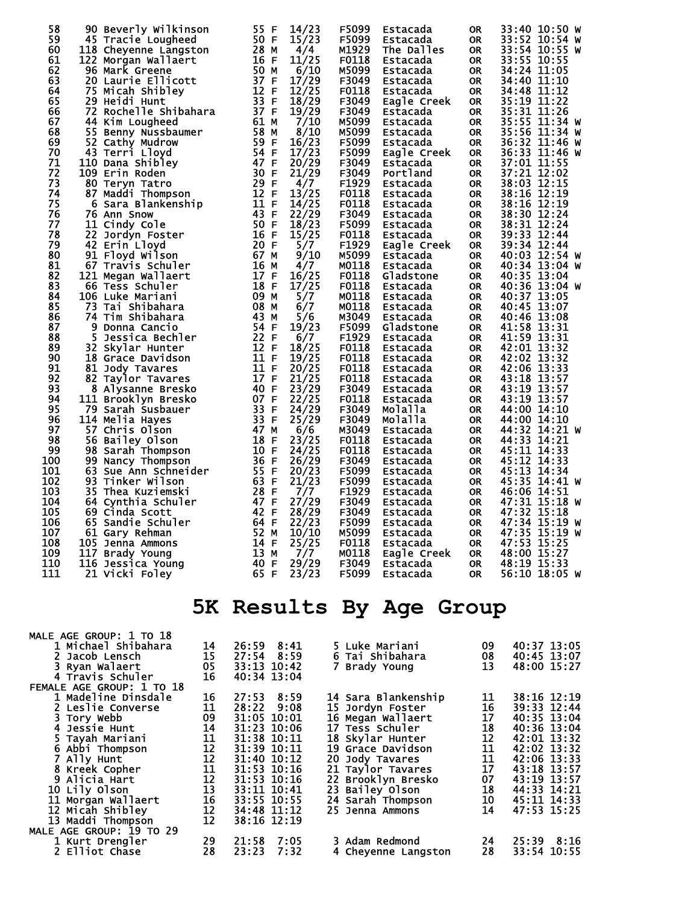| Place | Bib | Name | Age | Sex | Div Place | Div | City | State | Time | Pace | |
|---|---|---|---|---|---|---|---|---|---|---|---|
| 58 | 90 | Beverly Wilkinson | 55 | F | 14/23 | F5099 | Estacada | OR | 33:40 | 10:50 | W |
| 59 | 45 | Tracie Lougheed | 50 | F | 15/23 | F5099 | Estacada | OR | 33:52 | 10:54 | W |
| 60 | 118 | Cheyenne Langston | 28 | M | 4/4 | M1929 | The Dalles | OR | 33:54 | 10:55 | W |
| 61 | 122 | Morgan Wallaert | 16 | F | 11/25 | F0118 | Estacada | OR | 33:55 | 10:55 | |
| 62 | 96 | Mark Greene | 50 | M | 6/10 | M5099 | Estacada | OR | 34:24 | 11:05 | |
| 63 | 20 | Laurie Ellicott | 37 | F | 17/29 | F3049 | Estacada | OR | 34:40 | 11:10 | |
| 64 | 75 | Micah Shibley | 12 | F | 12/25 | F0118 | Estacada | OR | 34:48 | 11:12 | |
| 65 | 29 | Heidi Hunt | 33 | F | 18/29 | F3049 | Eagle Creek | OR | 35:19 | 11:22 | |
| 66 | 72 | Rochelle Shibahara | 37 | F | 19/29 | F3049 | Estacada | OR | 35:31 | 11:26 | |
| 67 | 44 | Kim Lougheed | 61 | M | 7/10 | M5099 | Estacada | OR | 35:55 | 11:34 | W |
| 68 | 55 | Benny Nussbaumer | 58 | M | 8/10 | M5099 | Estacada | OR | 35:56 | 11:34 | W |
| 69 | 52 | Cathy Mudrow | 59 | F | 16/23 | F5099 | Estacada | OR | 36:32 | 11:46 | W |
| 70 | 43 | Terri Lloyd | 54 | F | 17/23 | F5099 | Eagle Creek | OR | 36:33 | 11:46 | W |
| 71 | 110 | Dana Shibley | 47 | F | 20/29 | F3049 | Estacada | OR | 37:01 | 11:55 | |
| 72 | 109 | Erin Roden | 30 | F | 21/29 | F3049 | Portland | OR | 37:21 | 12:02 | |
| 73 | 80 | Teryn Tatro | 29 | F | 4/7 | F1929 | Estacada | OR | 38:03 | 12:15 | |
| 74 | 87 | Maddi Thompson | 12 | F | 13/25 | F0118 | Estacada | OR | 38:16 | 12:19 | |
| 75 | 6 | Sara Blankenship | 11 | F | 14/25 | F0118 | Estacada | OR | 38:16 | 12:19 | |
| 76 | 76 | Ann Snow | 43 | F | 22/29 | F3049 | Estacada | OR | 38:30 | 12:24 | |
| 77 | 11 | Cindy Cole | 50 | F | 18/23 | F5099 | Estacada | OR | 38:31 | 12:24 | |
| 78 | 22 | Jordyn Foster | 16 | F | 15/25 | F0118 | Estacada | OR | 39:33 | 12:44 | |
| 79 | 42 | Erin Lloyd | 20 | F | 5/7 | F1929 | Eagle Creek | OR | 39:34 | 12:44 | |
| 80 | 91 | Floyd Wilson | 67 | M | 9/10 | M5099 | Estacada | OR | 40:03 | 12:54 | W |
| 81 | 67 | Travis Schuler | 16 | M | 4/7 | M0118 | Estacada | OR | 40:34 | 13:04 | W |
| 82 | 121 | Megan Wallaert | 17 | F | 16/25 | F0118 | Gladstone | OR | 40:35 | 13:04 | |
| 83 | 66 | Tess Schuler | 18 | F | 17/25 | F0118 | Estacada | OR | 40:36 | 13:04 | W |
| 84 | 106 | Luke Mariani | 09 | M | 5/7 | M0118 | Estacada | OR | 40:37 | 13:05 | |
| 85 | 73 | Tai Shibahara | 08 | M | 6/7 | M0118 | Estacada | OR | 40:45 | 13:07 | |
| 86 | 74 | Tim Shibahara | 43 | M | 5/6 | M3049 | Estacada | OR | 40:46 | 13:08 | |
| 87 | 9 | Donna Cancio | 54 | F | 19/23 | F5099 | Gladstone | OR | 41:58 | 13:31 | |
| 88 | 5 | Jessica Bechler | 22 | F | 6/7 | F1929 | Estacada | OR | 41:59 | 13:31 | |
| 89 | 32 | Skylar Hunter | 12 | F | 18/25 | F0118 | Estacada | OR | 42:01 | 13:32 | |
| 90 | 18 | Grace Davidson | 11 | F | 19/25 | F0118 | Estacada | OR | 42:02 | 13:32 | |
| 91 | 81 | Jody Tavares | 11 | F | 20/25 | F0118 | Estacada | OR | 42:06 | 13:33 | |
| 92 | 82 | Taylor Tavares | 17 | F | 21/25 | F0118 | Estacada | OR | 43:18 | 13:57 | |
| 93 | 8 | Alysanne Bresko | 40 | F | 23/29 | F3049 | Estacada | OR | 43:19 | 13:57 | |
| 94 | 111 | Brooklyn Bresko | 07 | F | 22/25 | F0118 | Estacada | OR | 43:19 | 13:57 | |
| 95 | 79 | Sarah Susbauer | 33 | F | 24/29 | F3049 | Molalla | OR | 44:00 | 14:10 | |
| 96 | 114 | Melia Hayes | 33 | F | 25/29 | F3049 | Molalla | OR | 44:00 | 14:10 | |
| 97 | 57 | Chris Olson | 47 | M | 6/6 | M3049 | Estacada | OR | 44:32 | 14:21 | W |
| 98 | 56 | Bailey Olson | 18 | F | 23/25 | F0118 | Estacada | OR | 44:33 | 14:21 | |
| 99 | 98 | Sarah Thompson | 10 | F | 24/25 | F0118 | Estacada | OR | 45:11 | 14:33 | |
| 100 | 99 | Nancy Thompson | 36 | F | 26/29 | F3049 | Estacada | OR | 45:12 | 14:33 | |
| 101 | 63 | Sue Ann Schneider | 55 | F | 20/23 | F5099 | Estacada | OR | 45:13 | 14:34 | |
| 102 | 93 | Tinker Wilson | 63 | F | 21/23 | F5099 | Estacada | OR | 45:35 | 14:41 | W |
| 103 | 35 | Thea Kuziemski | 28 | F | 7/7 | F1929 | Estacada | OR | 46:06 | 14:51 | |
| 104 | 64 | Cynthia Schuler | 47 | F | 27/29 | F3049 | Estacada | OR | 47:31 | 15:18 | W |
| 105 | 69 | Cinda Scott | 42 | F | 28/29 | F3049 | Estacada | OR | 47:32 | 15:18 | |
| 106 | 65 | Sandie Schuler | 64 | F | 22/23 | F5099 | Estacada | OR | 47:34 | 15:19 | W |
| 107 | 61 | Gary Rehman | 52 | M | 10/10 | M5099 | Estacada | OR | 47:35 | 15:19 | W |
| 108 | 105 | Jenna Ammons | 14 | F | 25/25 | F0118 | Estacada | OR | 47:53 | 15:25 | |
| 109 | 117 | Brady Young | 13 | M | 7/7 | M0118 | Eagle Creek | OR | 48:00 | 15:27 | |
| 110 | 116 | Jessica Young | 40 | F | 29/29 | F3049 | Estacada | OR | 48:19 | 15:33 | |
| 111 | 21 | Vicki Foley | 65 | F | 23/23 | F5099 | Estacada | OR | 56:10 | 18:05 | W |

# 5K Results By Age Group

**MALE AGE GROUP: 1 TO 18**

| Place | Name | Age | Time | Pace |
|---|---|---|---|---|
| 1 | Michael Shibahara | 14 | 26:59 | 8:41 |
| 2 | Jacob Lensch | 15 | 27:54 | 8:59 |
| 3 | Ryan Walaert | 05 | 33:13 | 10:42 |
| 4 | Travis Schuler | 16 | 40:34 | 13:04 |
| 5 | Luke Mariani | 09 | 40:37 | 13:05 |
| 6 | Tai Shibahara | 08 | 40:45 | 13:07 |
| 7 | Brady Young | 13 | 48:00 | 15:27 |

**FEMALE AGE GROUP: 1 TO 18**

| Place | Name | Age | Time | Pace |
|---|---|---|---|---|
| 1 | Madeline Dinsdale | 16 | 27:53 | 8:59 |
| 2 | Leslie Converse | 11 | 28:22 | 9:08 |
| 3 | Tory Webb | 09 | 31:05 | 10:01 |
| 4 | Jessie Hunt | 14 | 31:23 | 10:06 |
| 5 | Tayah Mariani | 11 | 31:38 | 10:11 |
| 6 | Abbi Thompson | 12 | 31:39 | 10:11 |
| 7 | Ally Hunt | 12 | 31:40 | 10:12 |
| 8 | Kreek Copher | 11 | 31:53 | 10:16 |
| 9 | Alicia Hart | 12 | 31:53 | 10:16 |
| 10 | Lily Olson | 13 | 33:11 | 10:41 |
| 11 | Morgan Wallaert | 16 | 33:55 | 10:55 |
| 12 | Micah Shibley | 12 | 34:48 | 11:12 |
| 13 | Maddi Thompson | 12 | 38:16 | 12:19 |
| 14 | Sara Blankenship | 11 | 38:16 | 12:19 |
| 15 | Jordyn Foster | 16 | 39:33 | 12:44 |
| 16 | Megan Wallaert | 17 | 40:35 | 13:04 |
| 17 | Tess Schuler | 18 | 40:36 | 13:04 |
| 18 | Skylar Hunter | 12 | 42:01 | 13:32 |
| 19 | Grace Davidson | 11 | 42:02 | 13:32 |
| 20 | Jody Tavares | 11 | 42:06 | 13:33 |
| 21 | Taylor Tavares | 17 | 43:18 | 13:57 |
| 22 | Brooklyn Bresko | 07 | 43:19 | 13:57 |
| 23 | Bailey Olson | 18 | 44:33 | 14:21 |
| 24 | Sarah Thompson | 10 | 45:11 | 14:33 |
| 25 | Jenna Ammons | 14 | 47:53 | 15:25 |

**MALE AGE GROUP: 19 TO 29**

| Place | Name | Age | Time | Pace |
|---|---|---|---|---|
| 1 | Kurt Drengler | 29 | 21:58 | 7:05 |
| 2 | Elliot Chase | 28 | 23:23 | 7:32 |
| 3 | Adam Redmond | 24 | 25:39 | 8:16 |
| 4 | Cheyenne Langston | 28 | 33:54 | 10:55 |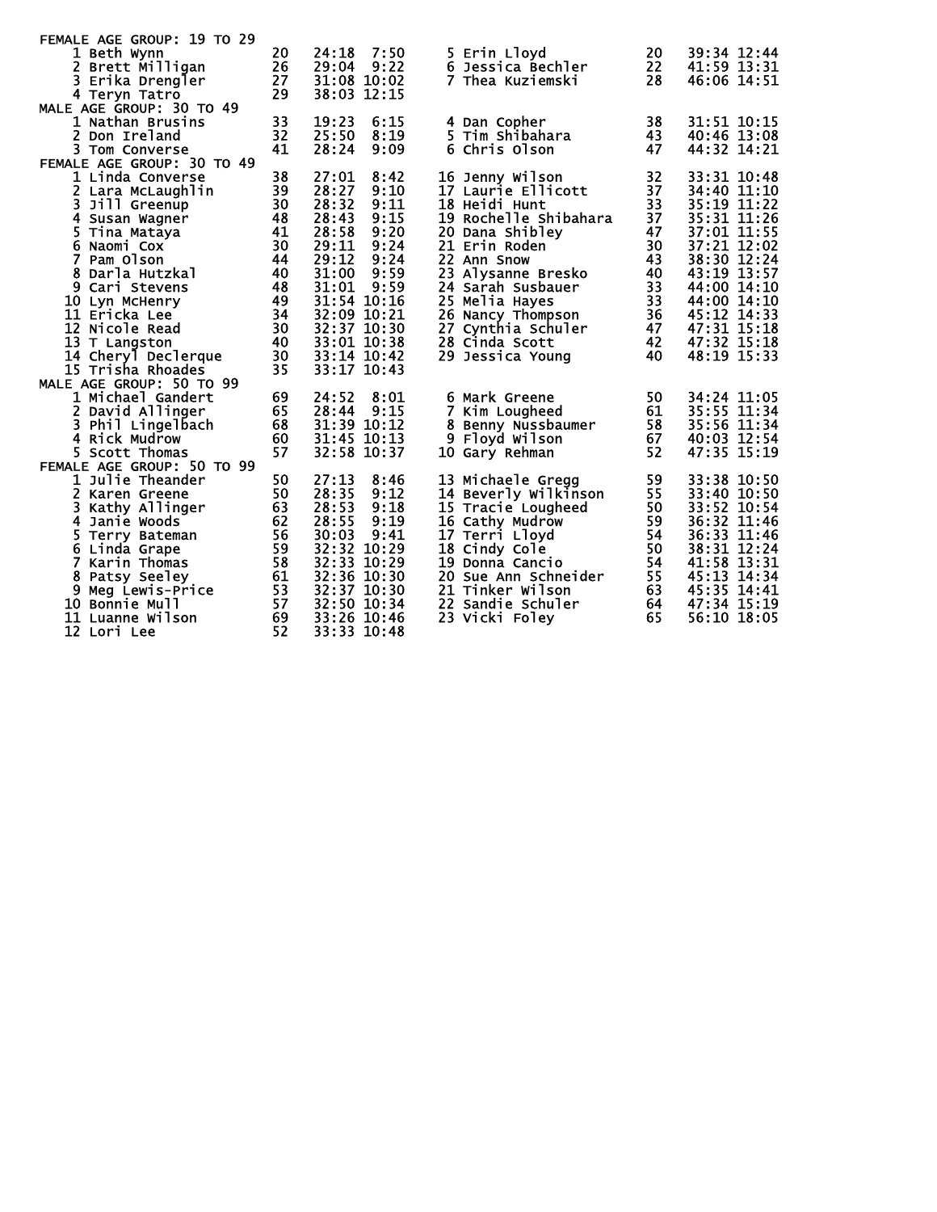FEMALE AGE GROUP: 19 TO 29

| | | | | | | | |
|---|---|---|---|---|---|---|---|
| 1 Beth Wynn | 20 | 24:18 | 7:50 | 5 Erin Lloyd | 20 | 39:34 | 12:44 |
| 2 Brett Milligan | 26 | 29:04 | 9:22 | 6 Jessica Bechler | 22 | 41:59 | 13:31 |
| 3 Erika Drengler | 27 | 31:08 | 10:02 | 7 Thea Kuziemski | 28 | 46:06 | 14:51 |
| 4 Teryn Tatro | 29 | 38:03 | 12:15 | | | | |

MALE AGE GROUP: 30 TO 49

| | | | | | | | |
|---|---|---|---|---|---|---|---|
| 1 Nathan Brusins | 33 | 19:23 | 6:15 | 4 Dan Copher | 38 | 31:51 | 10:15 |
| 2 Don Ireland | 32 | 25:50 | 8:19 | 5 Tim Shibahara | 43 | 40:46 | 13:08 |
| 3 Tom Converse | 41 | 28:24 | 9:09 | 6 Chris Olson | 47 | 44:32 | 14:21 |

FEMALE AGE GROUP: 30 TO 49

| | | | | | | | |
|---|---|---|---|---|---|---|---|
| 1 Linda Converse | 38 | 27:01 | 8:42 | 16 Jenny Wilson | 32 | 33:31 | 10:48 |
| 2 Lara McLaughlin | 39 | 28:27 | 9:10 | 17 Laurie Ellicott | 37 | 34:40 | 11:10 |
| 3 Jill Greenup | 30 | 28:32 | 9:11 | 18 Heidi Hunt | 33 | 35:19 | 11:22 |
| 4 Susan Wagner | 48 | 28:43 | 9:15 | 19 Rochelle Shibahara | 37 | 35:31 | 11:26 |
| 5 Tina Mataya | 41 | 28:58 | 9:20 | 20 Dana Shibley | 47 | 37:01 | 11:55 |
| 6 Naomi Cox | 30 | 29:11 | 9:24 | 21 Erin Roden | 30 | 37:21 | 12:02 |
| 7 Pam Olson | 44 | 29:12 | 9:24 | 22 Ann Snow | 43 | 38:30 | 12:24 |
| 8 Darla Hutzkal | 40 | 31:00 | 9:59 | 23 Alysanne Bresko | 40 | 43:19 | 13:57 |
| 9 Cari Stevens | 48 | 31:01 | 9:59 | 24 Sarah Susbauer | 33 | 44:00 | 14:10 |
| 10 Lyn McHenry | 49 | 31:54 | 10:16 | 25 Melia Hayes | 33 | 44:00 | 14:10 |
| 11 Ericka Lee | 34 | 32:09 | 10:21 | 26 Nancy Thompson | 36 | 45:12 | 14:33 |
| 12 Nicole Read | 30 | 32:37 | 10:30 | 27 Cynthia Schuler | 47 | 47:31 | 15:18 |
| 13 T Langston | 40 | 33:01 | 10:38 | 28 Cinda Scott | 42 | 47:32 | 15:18 |
| 14 Cheryl Declerque | 30 | 33:14 | 10:42 | 29 Jessica Young | 40 | 48:19 | 15:33 |
| 15 Trisha Rhoades | 35 | 33:17 | 10:43 | | | | |

MALE AGE GROUP: 50 TO 99

| | | | | | | | |
|---|---|---|---|---|---|---|---|
| 1 Michael Gandert | 69 | 24:52 | 8:01 | 6 Mark Greene | 50 | 34:24 | 11:05 |
| 2 David Allinger | 65 | 28:44 | 9:15 | 7 Kim Lougheed | 61 | 35:55 | 11:34 |
| 3 Phil Lingelbach | 68 | 31:39 | 10:12 | 8 Benny Nussbaumer | 58 | 35:56 | 11:34 |
| 4 Rick Mudrow | 60 | 31:45 | 10:13 | 9 Floyd Wilson | 67 | 40:03 | 12:54 |
| 5 Scott Thomas | 57 | 32:58 | 10:37 | 10 Gary Rehman | 52 | 47:35 | 15:19 |

FEMALE AGE GROUP: 50 TO 99

| | | | | | | | |
|---|---|---|---|---|---|---|---|
| 1 Julie Theander | 50 | 27:13 | 8:46 | 13 Michaele Gregg | 59 | 33:38 | 10:50 |
| 2 Karen Greene | 50 | 28:35 | 9:12 | 14 Beverly Wilkinson | 55 | 33:40 | 10:50 |
| 3 Kathy Allinger | 63 | 28:53 | 9:18 | 15 Tracie Lougheed | 50 | 33:52 | 10:54 |
| 4 Janie Woods | 62 | 28:55 | 9:19 | 16 Cathy Mudrow | 59 | 36:32 | 11:46 |
| 5 Terry Bateman | 56 | 30:03 | 9:41 | 17 Terri Lloyd | 54 | 36:33 | 11:46 |
| 6 Linda Grape | 59 | 32:32 | 10:29 | 18 Cindy Cole | 50 | 38:31 | 12:24 |
| 7 Karin Thomas | 58 | 32:33 | 10:29 | 19 Donna Cancio | 54 | 41:58 | 13:31 |
| 8 Patsy Seeley | 61 | 32:36 | 10:30 | 20 Sue Ann Schneider | 55 | 45:13 | 14:34 |
| 9 Meg Lewis-Price | 53 | 32:37 | 10:30 | 21 Tinker Wilson | 63 | 45:35 | 14:41 |
| 10 Bonnie Mull | 57 | 32:50 | 10:34 | 22 Sandie Schuler | 64 | 47:34 | 15:19 |
| 11 Luanne Wilson | 69 | 33:26 | 10:46 | 23 Vicki Foley | 65 | 56:10 | 18:05 |
| 12 Lori Lee | 52 | 33:33 | 10:48 | | | | |